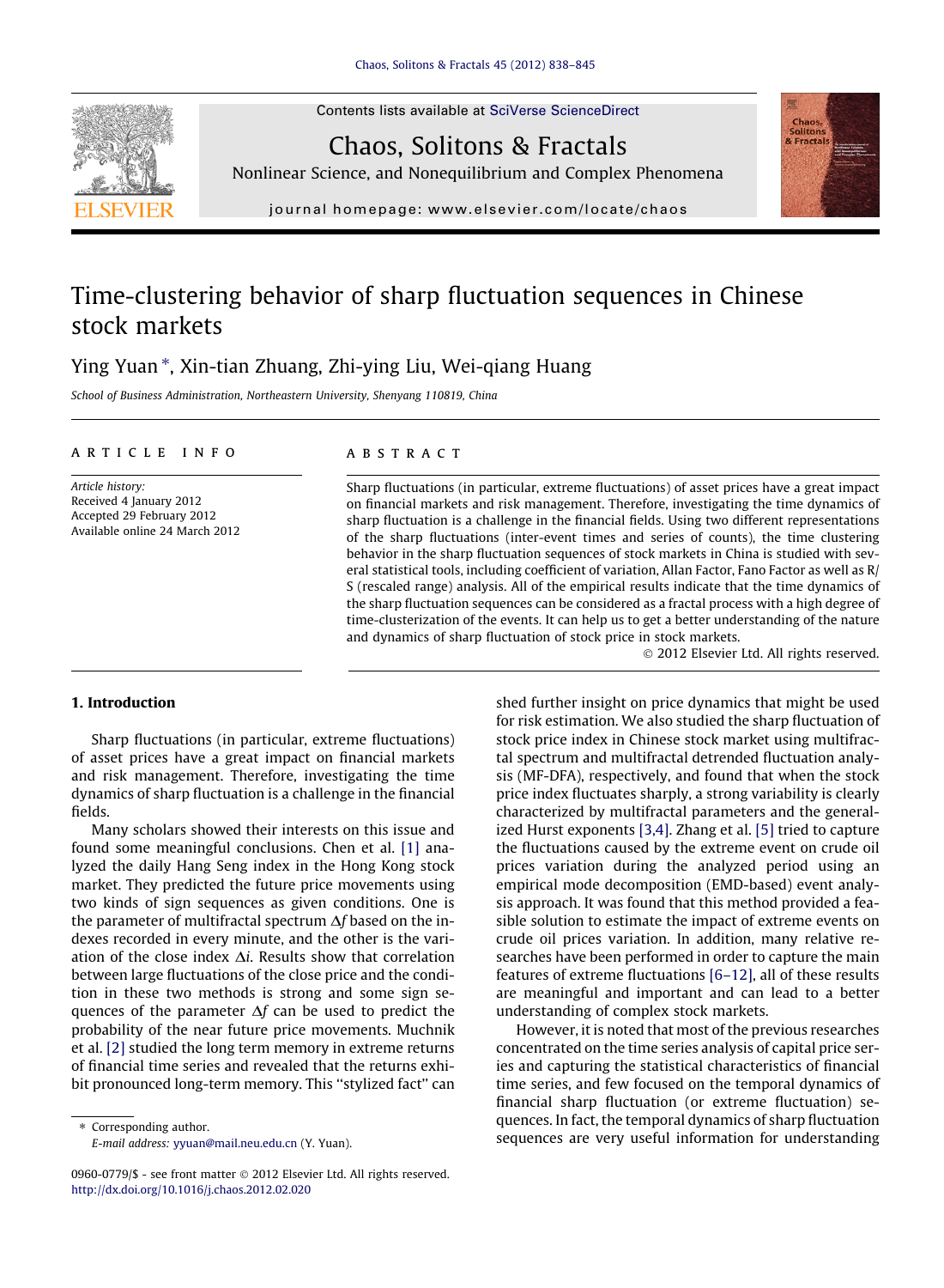# Time-clustering behavior of sharp fluctuation sequences in Chinese stock markets

Ying Yuan *, Xin-tian Zhuang, Zhi-ying Liu, Wei-qiang Huang

*School of Business Administration, Northeastern University, Shenyang 110819, China*

## ARTICLE INFO

*Article history:*
Received 4 January 2012
Accepted 29 February 2012
Available online 24 March 2012

## ABSTRACT

Sharp fluctuations (in particular, extreme fluctuations) of asset prices have a great impact on financial markets and risk management. Therefore, investigating the time dynamics of sharp fluctuation is a challenge in the financial fields. Using two different representations of the sharp fluctuations (inter-event times and series of counts), the time clustering behavior in the sharp fluctuation sequences of stock markets in China is studied with several statistical tools, including coefficient of variation, Allan Factor, Fano Factor as well as R/S (rescaled range) analysis. All of the empirical results indicate that the time dynamics of the sharp fluctuation sequences can be considered as a fractal process with a high degree of time-clusterization of the events. It can help us to get a better understanding of the nature and dynamics of sharp fluctuation of stock price in stock markets.

© 2012 Elsevier Ltd. All rights reserved.

## 1. Introduction

Sharp fluctuations (in particular, extreme fluctuations) of asset prices have a great impact on financial markets and risk management. Therefore, investigating the time dynamics of sharp fluctuation is a challenge in the financial fields.

Many scholars showed their interests on this issue and found some meaningful conclusions. Chen et al. [1] analyzed the daily Hang Seng index in the Hong Kong stock market. They predicted the future price movements using two kinds of sign sequences as given conditions. One is the parameter of multifractal spectrum $\Delta f$ based on the indexes recorded in every minute, and the other is the variation of the close index $\Delta i$. Results show that correlation between large fluctuations of the close price and the condition in these two methods is strong and some sign sequences of the parameter $\Delta f$ can be used to predict the probability of the near future price movements. Muchnik et al. [2] studied the long term memory in extreme returns of financial time series and revealed that the returns exhibit pronounced long-term memory. This "stylized fact" can shed further insight on price dynamics that might be used for risk estimation. We also studied the sharp fluctuation of stock price index in Chinese stock market using multifractal spectrum and multifractal detrended fluctuation analysis (MF-DFA), respectively, and found that when the stock price index fluctuates sharply, a strong variability is clearly characterized by multifractal parameters and the generalized Hurst exponents [3,4]. Zhang et al. [5] tried to capture the fluctuations caused by the extreme event on crude oil prices variation during the analyzed period using an empirical mode decomposition (EMD-based) event analysis approach. It was found that this method provided a feasible solution to estimate the impact of extreme events on crude oil prices variation. In addition, many relative researches have been performed in order to capture the main features of extreme fluctuations [6–12], all of these results are meaningful and important and can lead to a better understanding of complex stock markets.

However, it is noted that most of the previous researches concentrated on the time series analysis of capital price series and capturing the statistical characteristics of financial time series, and few focused on the temporal dynamics of financial sharp fluctuation (or extreme fluctuation) sequences. In fact, the temporal dynamics of sharp fluctuation sequences are very useful information for understanding

* Corresponding author.
*E-mail address:* yyuan@mail.neu.edu.cn (Y. Yuan).

0960-0779/$ - see front matter © 2012 Elsevier Ltd. All rights reserved.
http://dx.doi.org/10.1016/j.chaos.2012.02.020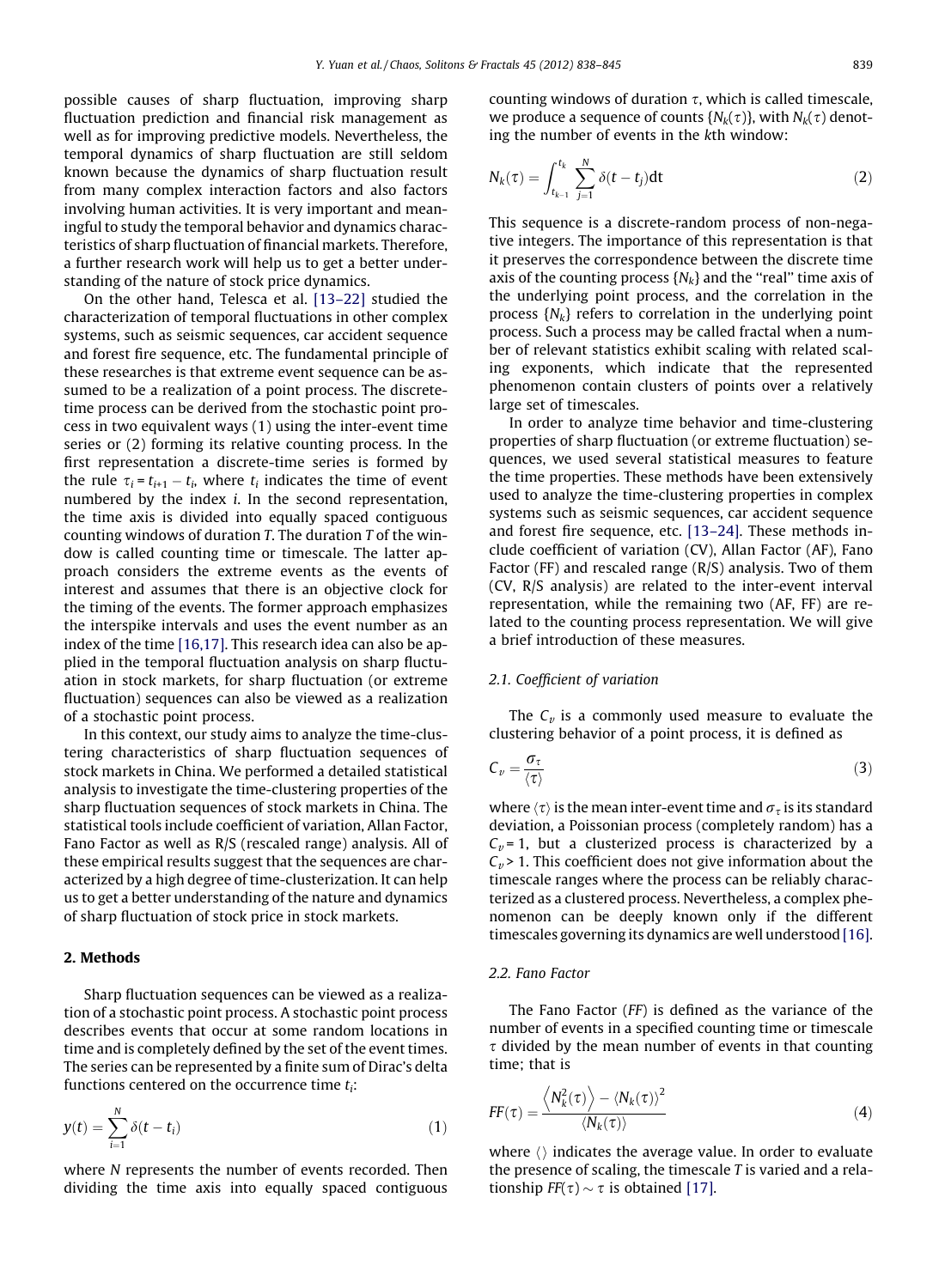possible causes of sharp fluctuation, improving sharp fluctuation prediction and financial risk management as well as for improving predictive models. Nevertheless, the temporal dynamics of sharp fluctuation are still seldom known because the dynamics of sharp fluctuation result from many complex interaction factors and also factors involving human activities. It is very important and meaningful to study the temporal behavior and dynamics characteristics of sharp fluctuation of financial markets. Therefore, a further research work will help us to get a better understanding of the nature of stock price dynamics.

On the other hand, Telesca et al. [13–22] studied the characterization of temporal fluctuations in other complex systems, such as seismic sequences, car accident sequence and forest fire sequence, etc. The fundamental principle of these researches is that extreme event sequence can be assumed to be a realization of a point process. The discrete-time process can be derived from the stochastic point process in two equivalent ways (1) using the inter-event time series or (2) forming its relative counting process. In the first representation a discrete-time series is formed by the rule $\tau_i = t_{i+1} - t_i$, where $t_i$ indicates the time of event numbered by the index $i$. In the second representation, the time axis is divided into equally spaced contiguous counting windows of duration $T$. The duration $T$ of the window is called counting time or timescale. The latter approach considers the extreme events as the events of interest and assumes that there is an objective clock for the timing of the events. The former approach emphasizes the interspike intervals and uses the event number as an index of the time [16,17]. This research idea can also be applied in the temporal fluctuation analysis on sharp fluctuation in stock markets, for sharp fluctuation (or extreme fluctuation) sequences can also be viewed as a realization of a stochastic point process.

In this context, our study aims to analyze the time-clustering characteristics of sharp fluctuation sequences of stock markets in China. We performed a detailed statistical analysis to investigate the time-clustering properties of the sharp fluctuation sequences of stock markets in China. The statistical tools include coefficient of variation, Allan Factor, Fano Factor as well as R/S (rescaled range) analysis. All of these empirical results suggest that the sequences are characterized by a high degree of time-clusterization. It can help us to get a better understanding of the nature and dynamics of sharp fluctuation of stock price in stock markets.

## 2. Methods

Sharp fluctuation sequences can be viewed as a realization of a stochastic point process. A stochastic point process describes events that occur at some random locations in time and is completely defined by the set of the event times. The series can be represented by a finite sum of Dirac's delta functions centered on the occurrence time $t_i$:

$$y(t) = \sum_{i=1}^{N} \delta(t - t_i) \tag{1}$$

where $N$ represents the number of events recorded. Then dividing the time axis into equally spaced contiguous counting windows of duration $\tau$, which is called timescale, we produce a sequence of counts $\{N_k(\tau)\}$, with $N_k(\tau)$ denoting the number of events in the $k$th window:

$$N_k(\tau) = \int_{t_{k-1}}^{t_k} \sum_{j=1}^{N} \delta(t - t_j) \mathrm{d}t \tag{2}$$

This sequence is a discrete-random process of non-negative integers. The importance of this representation is that it preserves the correspondence between the discrete time axis of the counting process $\{N_k\}$ and the "real" time axis of the underlying point process, and the correlation in the process $\{N_k\}$ refers to correlation in the underlying point process. Such a process may be called fractal when a number of relevant statistics exhibit scaling with related scaling exponents, which indicate that the represented phenomenon contain clusters of points over a relatively large set of timescales.

In order to analyze time behavior and time-clustering properties of sharp fluctuation (or extreme fluctuation) sequences, we used several statistical measures to feature the time properties. These methods have been extensively used to analyze the time-clustering properties in complex systems such as seismic sequences, car accident sequence and forest fire sequence, etc. [13–24]. These methods include coefficient of variation (CV), Allan Factor (AF), Fano Factor (FF) and rescaled range (R/S) analysis. Two of them (CV, R/S analysis) are related to the inter-event interval representation, while the remaining two (AF, FF) are related to the counting process representation. We will give a brief introduction of these measures.

### 2.1. Coefficient of variation

The $C_v$ is a commonly used measure to evaluate the clustering behavior of a point process, it is defined as

$$C_v = \frac{\sigma_\tau}{\langle \tau \rangle} \tag{3}$$

where $\langle \tau \rangle$ is the mean inter-event time and $\sigma_\tau$ is its standard deviation, a Poissonian process (completely random) has a $C_v = 1$, but a clusterized process is characterized by a $C_v > 1$. This coefficient does not give information about the timescale ranges where the process can be reliably characterized as a clustered process. Nevertheless, a complex phenomenon can be deeply known only if the different timescales governing its dynamics are well understood [16].

### 2.2. Fano Factor

The Fano Factor ($FF$) is defined as the variance of the number of events in a specified counting time or timescale $\tau$ divided by the mean number of events in that counting time; that is

$$FF(\tau) = \frac{\left\langle N_k^2(\tau) \right\rangle - \langle N_k(\tau) \rangle^2}{\langle N_k(\tau) \rangle} \tag{4}$$

where $\langle\,\rangle$ indicates the average value. In order to evaluate the presence of scaling, the timescale $T$ is varied and a relationship $FF(\tau) \sim \tau$ is obtained [17].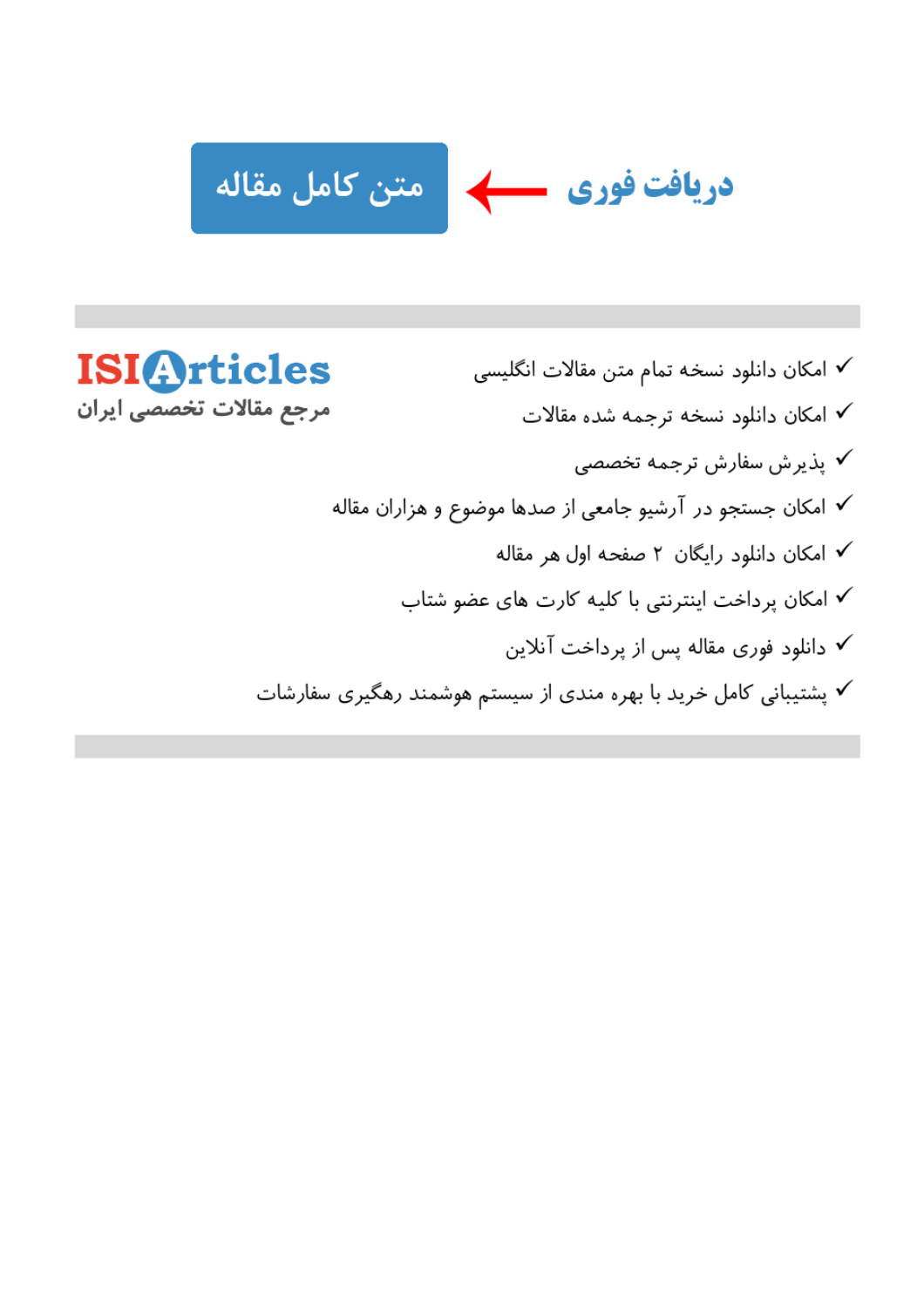دریافت فوری ← **متن کامل مقاله**

**ISIArticles**
مرجع مقالات تخصصی ایران

- ✓ امکان دانلود نسخه تمام متن مقالات انگلیسی
- ✓ امکان دانلود نسخه ترجمه شده مقالات
- ✓ پذیرش سفارش ترجمه تخصصی
- ✓ امکان جستجو در آرشیو جامعی از صدها موضوع و هزاران مقاله
- ✓ امکان دانلود رایگان ۲ صفحه اول هر مقاله
- ✓ امکان پرداخت اینترنتی با کلیه کارت های عضو شتاب
- ✓ دانلود فوری مقاله پس از پرداخت آنلاین
- ✓ پشتیبانی کامل خرید با بهره مندی از سیستم هوشمند رهگیری سفارشات